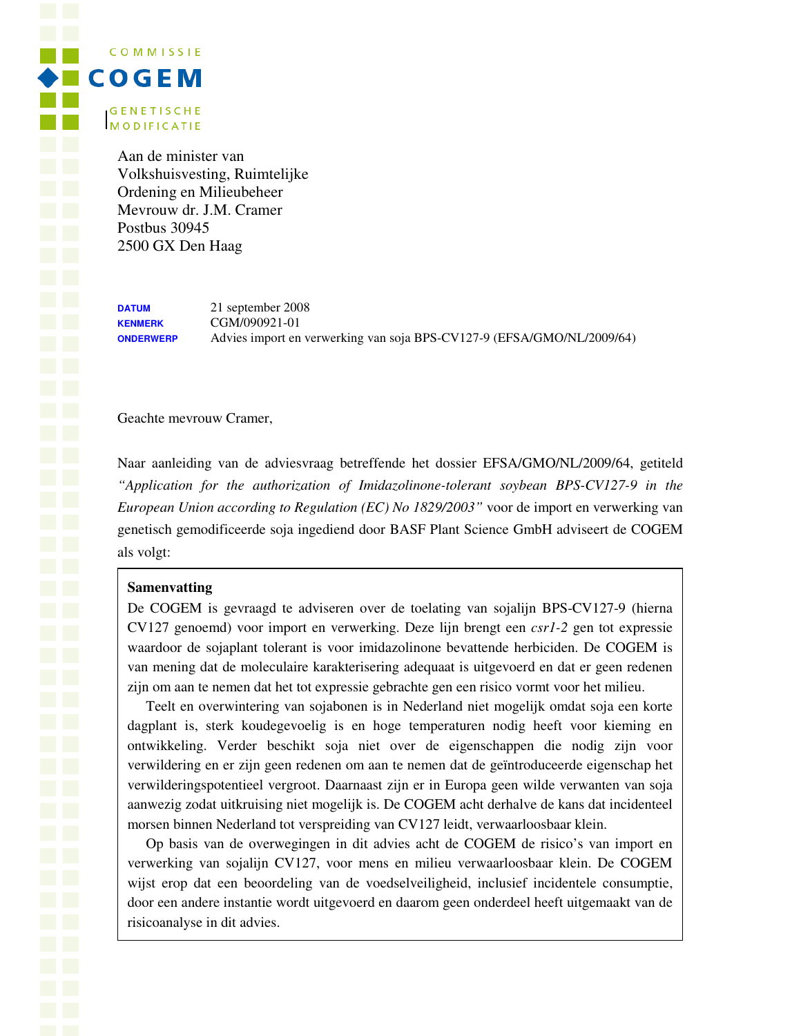COMMISSIE

# COGEM

GENETISCHE MODIFICATIE

Aan de minister van
Volkshuisvesting, Ruimtelijke
Ordening en Milieubeheer
Mevrouw dr. J.M. Cramer
Postbus 30945
2500 GX Den Haag

**DATUM** 21 september 2008
**KENMERK** CGM/090921-01
**ONDERWERP** Advies import en verwerking van soja BPS-CV127-9 (EFSA/GMO/NL/2009/64)

Geachte mevrouw Cramer,

Naar aanleiding van de adviesvraag betreffende het dossier EFSA/GMO/NL/2009/64, getiteld *"Application for the authorization of Imidazolinone-tolerant soybean BPS-CV127-9 in the European Union according to Regulation (EC) No 1829/2003"* voor de import en verwerking van genetisch gemodificeerde soja ingediend door BASF Plant Science GmbH adviseert de COGEM als volgt:

**Samenvatting**

De COGEM is gevraagd te adviseren over de toelating van sojalijn BPS-CV127-9 (hierna CV127 genoemd) voor import en verwerking. Deze lijn brengt een *csr1-2* gen tot expressie waardoor de sojaplant tolerant is voor imidazolinone bevattende herbiciden. De COGEM is van mening dat de moleculaire karakterisering adequaat is uitgevoerd en dat er geen redenen zijn om aan te nemen dat het tot expressie gebrachte gen een risico vormt voor het milieu.

Teelt en overwintering van sojabonen is in Nederland niet mogelijk omdat soja een korte dagplant is, sterk koudegevoelig is en hoge temperaturen nodig heeft voor kieming en ontwikkeling. Verder beschikt soja niet over de eigenschappen die nodig zijn voor verwildering en er zijn geen redenen om aan te nemen dat de geïntroduceerde eigenschap het verwilderingspotentieel vergroot. Daarnaast zijn er in Europa geen wilde verwanten van soja aanwezig zodat uitkruising niet mogelijk is. De COGEM acht derhalve de kans dat incidenteel morsen binnen Nederland tot verspreiding van CV127 leidt, verwaarloosbaar klein.

Op basis van de overwegingen in dit advies acht de COGEM de risico's van import en verwerking van sojalijn CV127, voor mens en milieu verwaarloosbaar klein. De COGEM wijst erop dat een beoordeling van de voedselveiligheid, inclusief incidentele consumptie, door een andere instantie wordt uitgevoerd en daarom geen onderdeel heeft uitgemaakt van de risicoanalyse in dit advies.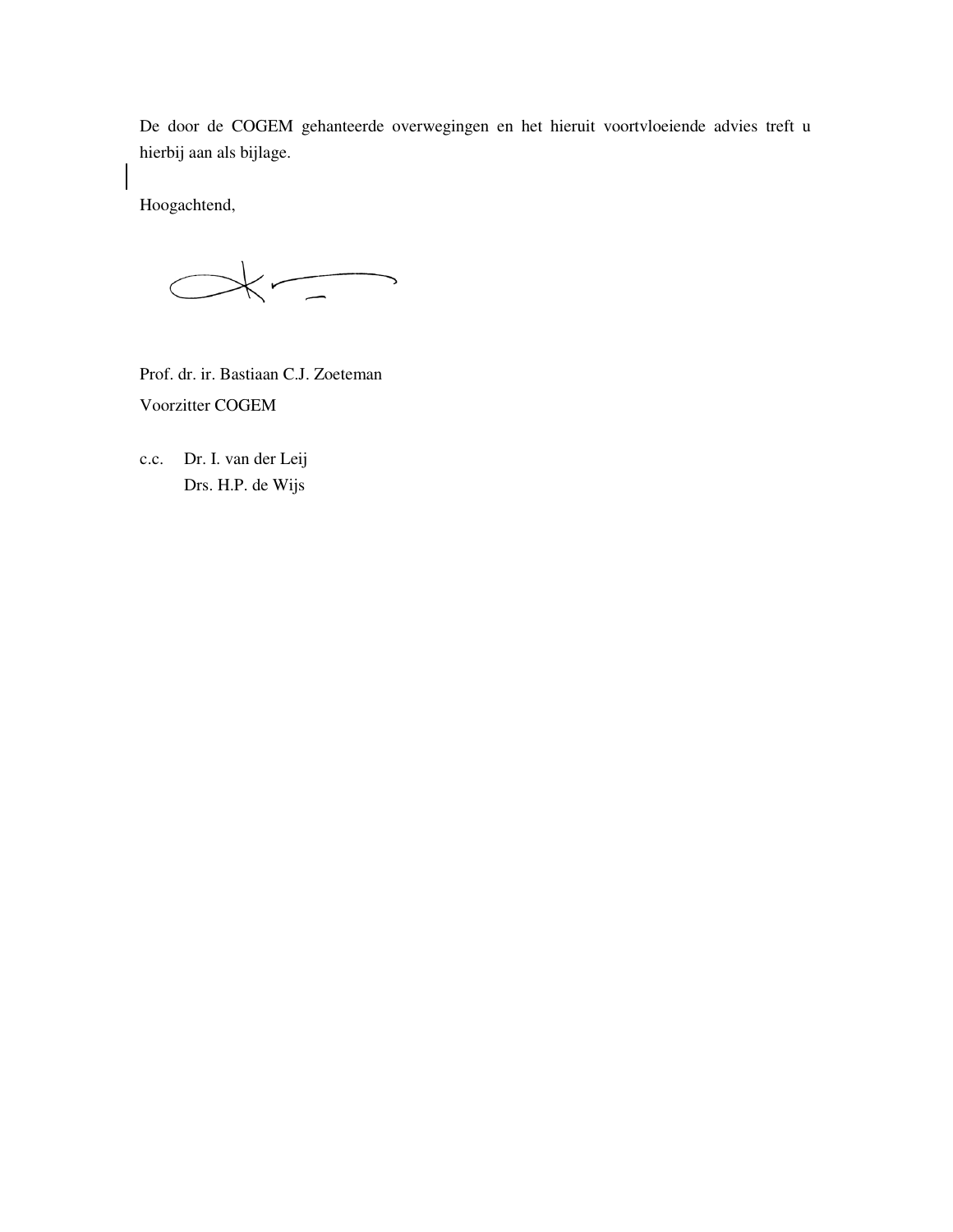De door de COGEM gehanteerde overwegingen en het hieruit voortvloeiende advies treft u hierbij aan als bijlage.

Hoogachtend,

Prof. dr. ir. Bastiaan C.J. Zoeteman

Voorzitter COGEM

c.c. Dr. I. van der Leij

Drs. H.P. de Wijs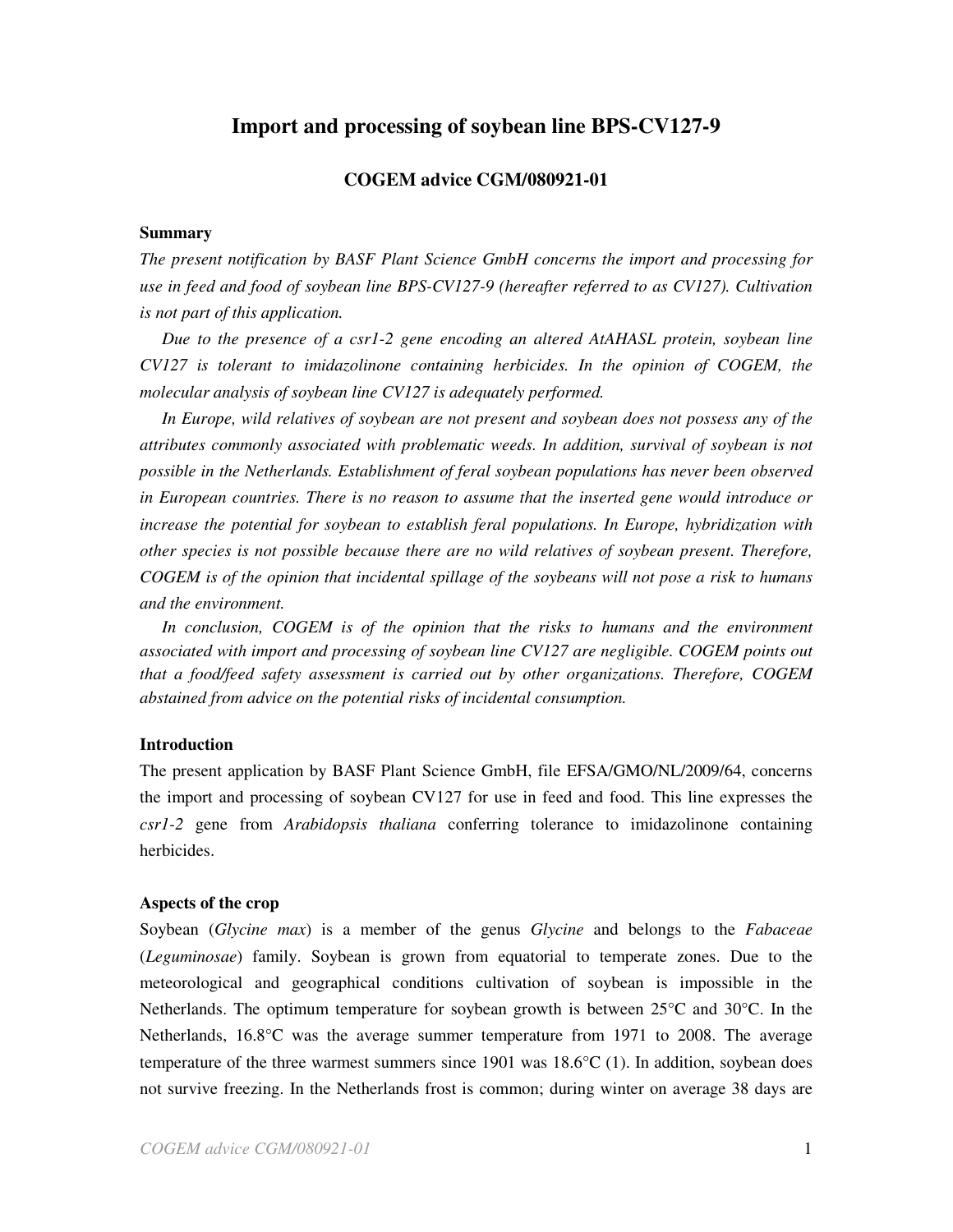# Import and processing of soybean line BPS-CV127-9

## COGEM advice CGM/080921-01

### Summary

*The present notification by BASF Plant Science GmbH concerns the import and processing for use in feed and food of soybean line BPS-CV127-9 (hereafter referred to as CV127). Cultivation is not part of this application.*

*Due to the presence of a csr1-2 gene encoding an altered AtAHASL protein, soybean line CV127 is tolerant to imidazolinone containing herbicides. In the opinion of COGEM, the molecular analysis of soybean line CV127 is adequately performed.*

*In Europe, wild relatives of soybean are not present and soybean does not possess any of the attributes commonly associated with problematic weeds. In addition, survival of soybean is not possible in the Netherlands. Establishment of feral soybean populations has never been observed in European countries. There is no reason to assume that the inserted gene would introduce or increase the potential for soybean to establish feral populations. In Europe, hybridization with other species is not possible because there are no wild relatives of soybean present. Therefore, COGEM is of the opinion that incidental spillage of the soybeans will not pose a risk to humans and the environment.*

*In conclusion, COGEM is of the opinion that the risks to humans and the environment associated with import and processing of soybean line CV127 are negligible. COGEM points out that a food/feed safety assessment is carried out by other organizations. Therefore, COGEM abstained from advice on the potential risks of incidental consumption.*

### Introduction

The present application by BASF Plant Science GmbH, file EFSA/GMO/NL/2009/64, concerns the import and processing of soybean CV127 for use in feed and food. This line expresses the *csr1-2* gene from *Arabidopsis thaliana* conferring tolerance to imidazolinone containing herbicides.

### Aspects of the crop

Soybean (*Glycine max*) is a member of the genus *Glycine* and belongs to the *Fabaceae* (*Leguminosae*) family. Soybean is grown from equatorial to temperate zones. Due to the meteorological and geographical conditions cultivation of soybean is impossible in the Netherlands. The optimum temperature for soybean growth is between 25°C and 30°C. In the Netherlands, 16.8°C was the average summer temperature from 1971 to 2008. The average temperature of the three warmest summers since 1901 was 18.6°C (1). In addition, soybean does not survive freezing. In the Netherlands frost is common; during winter on average 38 days are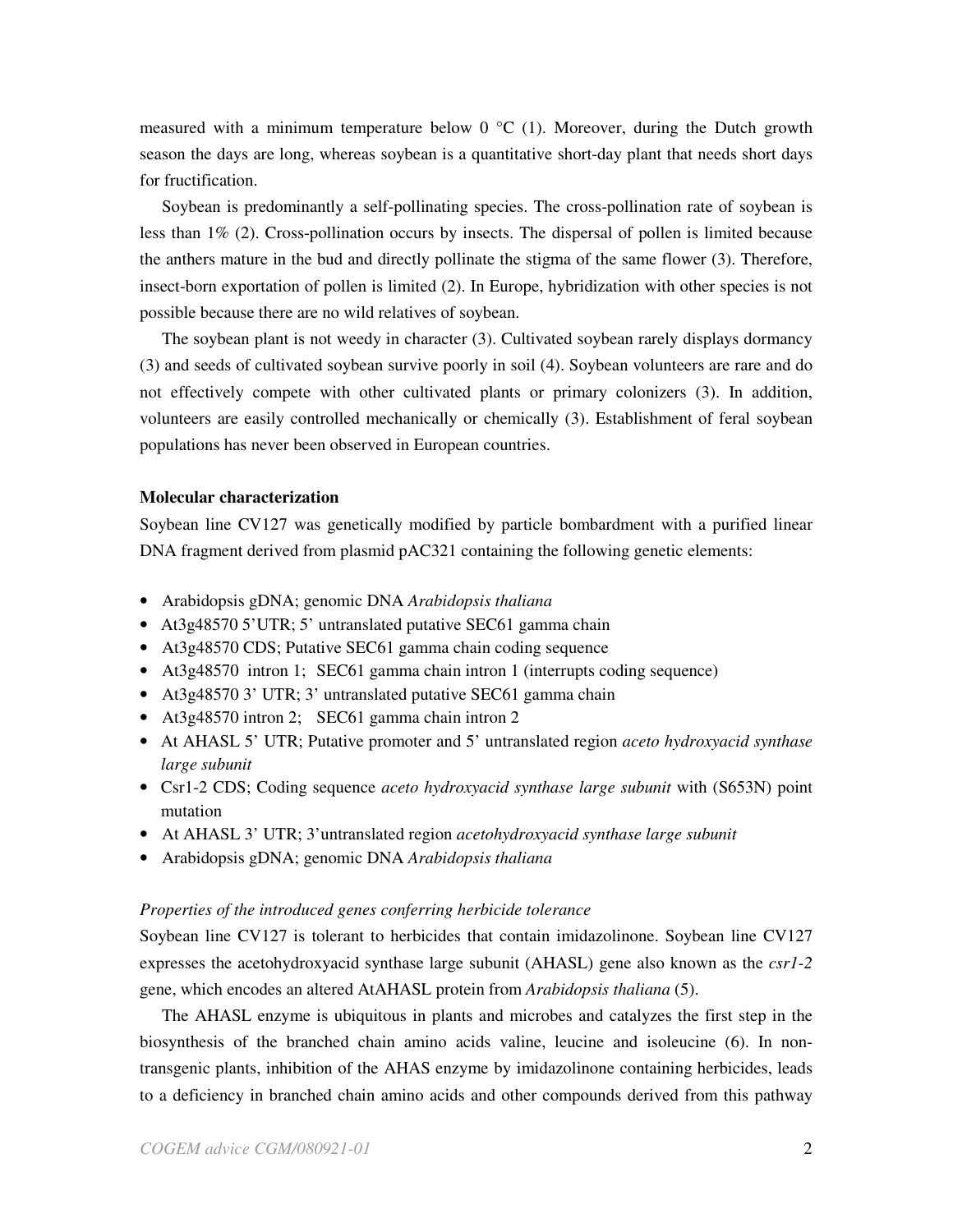measured with a minimum temperature below 0 °C (1). Moreover, during the Dutch growth season the days are long, whereas soybean is a quantitative short-day plant that needs short days for fructification.

Soybean is predominantly a self-pollinating species. The cross-pollination rate of soybean is less than 1% (2). Cross-pollination occurs by insects. The dispersal of pollen is limited because the anthers mature in the bud and directly pollinate the stigma of the same flower (3). Therefore, insect-born exportation of pollen is limited (2). In Europe, hybridization with other species is not possible because there are no wild relatives of soybean.

The soybean plant is not weedy in character (3). Cultivated soybean rarely displays dormancy (3) and seeds of cultivated soybean survive poorly in soil (4). Soybean volunteers are rare and do not effectively compete with other cultivated plants or primary colonizers (3). In addition, volunteers are easily controlled mechanically or chemically (3). Establishment of feral soybean populations has never been observed in European countries.

**Molecular characterization**

Soybean line CV127 was genetically modified by particle bombardment with a purified linear DNA fragment derived from plasmid pAC321 containing the following genetic elements:

- Arabidopsis gDNA; genomic DNA *Arabidopsis thaliana*
- At3g48570 5'UTR; 5' untranslated putative SEC61 gamma chain
- At3g48570 CDS; Putative SEC61 gamma chain coding sequence
- At3g48570 intron 1; SEC61 gamma chain intron 1 (interrupts coding sequence)
- At3g48570 3' UTR; 3' untranslated putative SEC61 gamma chain
- At3g48570 intron 2; SEC61 gamma chain intron 2
- At AHASL 5' UTR; Putative promoter and 5' untranslated region *aceto hydroxyacid synthase large subunit*
- Csr1-2 CDS; Coding sequence *aceto hydroxyacid synthase large subunit* with (S653N) point mutation
- At AHASL 3' UTR; 3'untranslated region *acetohydroxyacid synthase large subunit*
- Arabidopsis gDNA; genomic DNA *Arabidopsis thaliana*

*Properties of the introduced genes conferring herbicide tolerance*

Soybean line CV127 is tolerant to herbicides that contain imidazolinone. Soybean line CV127 expresses the acetohydroxyacid synthase large subunit (AHASL) gene also known as the *csr1-2* gene, which encodes an altered AtAHASL protein from *Arabidopsis thaliana* (5).

The AHASL enzyme is ubiquitous in plants and microbes and catalyzes the first step in the biosynthesis of the branched chain amino acids valine, leucine and isoleucine (6). In non-transgenic plants, inhibition of the AHAS enzyme by imidazolinone containing herbicides, leads to a deficiency in branched chain amino acids and other compounds derived from this pathway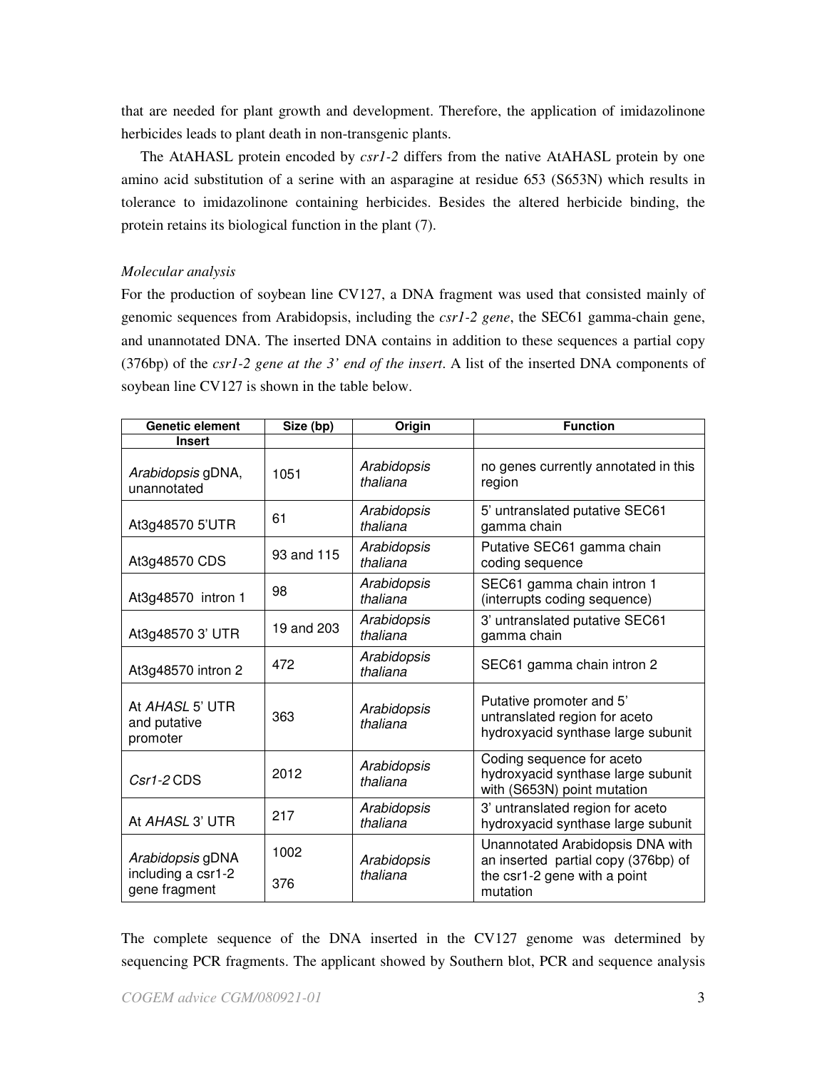that are needed for plant growth and development. Therefore, the application of imidazolinone herbicides leads to plant death in non-transgenic plants.

The AtAHASL protein encoded by *csr1-2* differs from the native AtAHASL protein by one amino acid substitution of a serine with an asparagine at residue 653 (S653N) which results in tolerance to imidazolinone containing herbicides. Besides the altered herbicide binding, the protein retains its biological function in the plant (7).

*Molecular analysis*

For the production of soybean line CV127, a DNA fragment was used that consisted mainly of genomic sequences from Arabidopsis, including the *csr1-2 gene*, the SEC61 gamma-chain gene, and unannotated DNA. The inserted DNA contains in addition to these sequences a partial copy (376bp) of the *csr1-2 gene at the 3' end of the insert*. A list of the inserted DNA components of soybean line CV127 is shown in the table below.

| Genetic element | Size (bp) | Origin | Function |
|---|---|---|---|
| **Insert** | | | |
| *Arabidopsis* gDNA, unannotated | 1051 | *Arabidopsis thaliana* | no genes currently annotated in this region |
| At3g48570 5'UTR | 61 | *Arabidopsis thaliana* | 5' untranslated putative SEC61 gamma chain |
| At3g48570 CDS | 93 and 115 | *Arabidopsis thaliana* | Putative SEC61 gamma chain coding sequence |
| At3g48570 intron 1 | 98 | *Arabidopsis thaliana* | SEC61 gamma chain intron 1 (interrupts coding sequence) |
| At3g48570 3' UTR | 19 and 203 | *Arabidopsis thaliana* | 3' untranslated putative SEC61 gamma chain |
| At3g48570 intron 2 | 472 | *Arabidopsis thaliana* | SEC61 gamma chain intron 2 |
| At *AHASL* 5' UTR and putative promoter | 363 | *Arabidopsis thaliana* | Putative promoter and 5' untranslated region for aceto hydroxyacid synthase large subunit |
| *Csr1-2* CDS | 2012 | *Arabidopsis thaliana* | Coding sequence for aceto hydroxyacid synthase large subunit with (S653N) point mutation |
| At *AHASL* 3' UTR | 217 | *Arabidopsis thaliana* | 3' untranslated region for aceto hydroxyacid synthase large subunit |
| *Arabidopsis* gDNA including a csr1-2 gene fragment | 1002<br>376 | *Arabidopsis thaliana* | Unannotated Arabidopsis DNA with an inserted partial copy (376bp) of the csr1-2 gene with a point mutation |

The complete sequence of the DNA inserted in the CV127 genome was determined by sequencing PCR fragments. The applicant showed by Southern blot, PCR and sequence analysis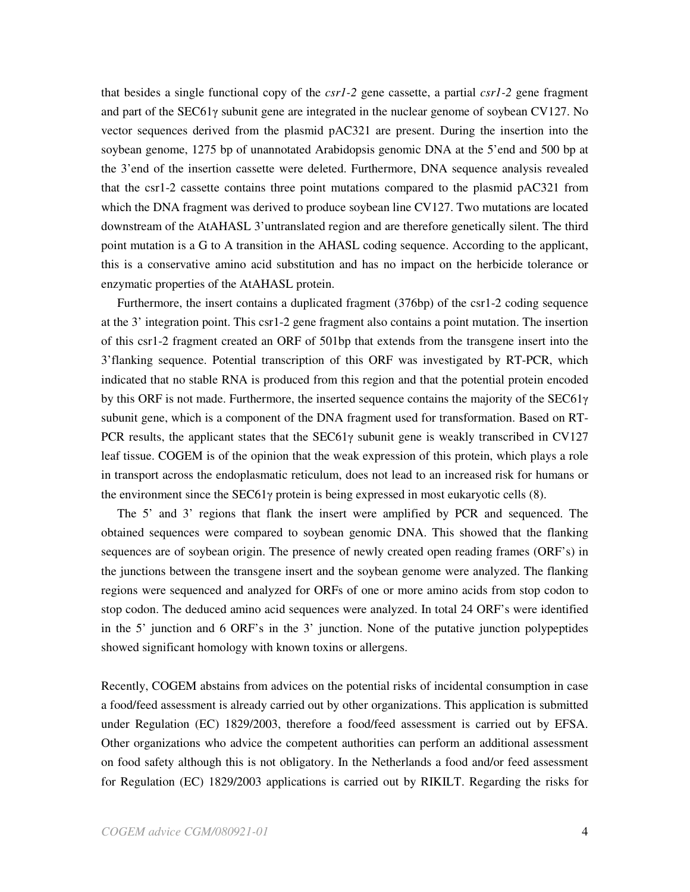that besides a single functional copy of the *csr1-2* gene cassette, a partial *csr1-2* gene fragment and part of the SEC61γ subunit gene are integrated in the nuclear genome of soybean CV127. No vector sequences derived from the plasmid pAC321 are present. During the insertion into the soybean genome, 1275 bp of unannotated Arabidopsis genomic DNA at the 5'end and 500 bp at the 3'end of the insertion cassette were deleted. Furthermore, DNA sequence analysis revealed that the csr1-2 cassette contains three point mutations compared to the plasmid pAC321 from which the DNA fragment was derived to produce soybean line CV127. Two mutations are located downstream of the AtAHASL 3'untranslated region and are therefore genetically silent. The third point mutation is a G to A transition in the AHASL coding sequence. According to the applicant, this is a conservative amino acid substitution and has no impact on the herbicide tolerance or enzymatic properties of the AtAHASL protein.

Furthermore, the insert contains a duplicated fragment (376bp) of the csr1-2 coding sequence at the 3' integration point. This csr1-2 gene fragment also contains a point mutation. The insertion of this csr1-2 fragment created an ORF of 501bp that extends from the transgene insert into the 3'flanking sequence. Potential transcription of this ORF was investigated by RT-PCR, which indicated that no stable RNA is produced from this region and that the potential protein encoded by this ORF is not made. Furthermore, the inserted sequence contains the majority of the SEC61γ subunit gene, which is a component of the DNA fragment used for transformation. Based on RT-PCR results, the applicant states that the SEC61γ subunit gene is weakly transcribed in CV127 leaf tissue. COGEM is of the opinion that the weak expression of this protein, which plays a role in transport across the endoplasmatic reticulum, does not lead to an increased risk for humans or the environment since the SEC61γ protein is being expressed in most eukaryotic cells (8).

The 5' and 3' regions that flank the insert were amplified by PCR and sequenced. The obtained sequences were compared to soybean genomic DNA. This showed that the flanking sequences are of soybean origin. The presence of newly created open reading frames (ORF's) in the junctions between the transgene insert and the soybean genome were analyzed. The flanking regions were sequenced and analyzed for ORFs of one or more amino acids from stop codon to stop codon. The deduced amino acid sequences were analyzed. In total 24 ORF's were identified in the 5' junction and 6 ORF's in the 3' junction. None of the putative junction polypeptides showed significant homology with known toxins or allergens.

Recently, COGEM abstains from advices on the potential risks of incidental consumption in case a food/feed assessment is already carried out by other organizations. This application is submitted under Regulation (EC) 1829/2003, therefore a food/feed assessment is carried out by EFSA. Other organizations who advice the competent authorities can perform an additional assessment on food safety although this is not obligatory. In the Netherlands a food and/or feed assessment for Regulation (EC) 1829/2003 applications is carried out by RIKILT. Regarding the risks for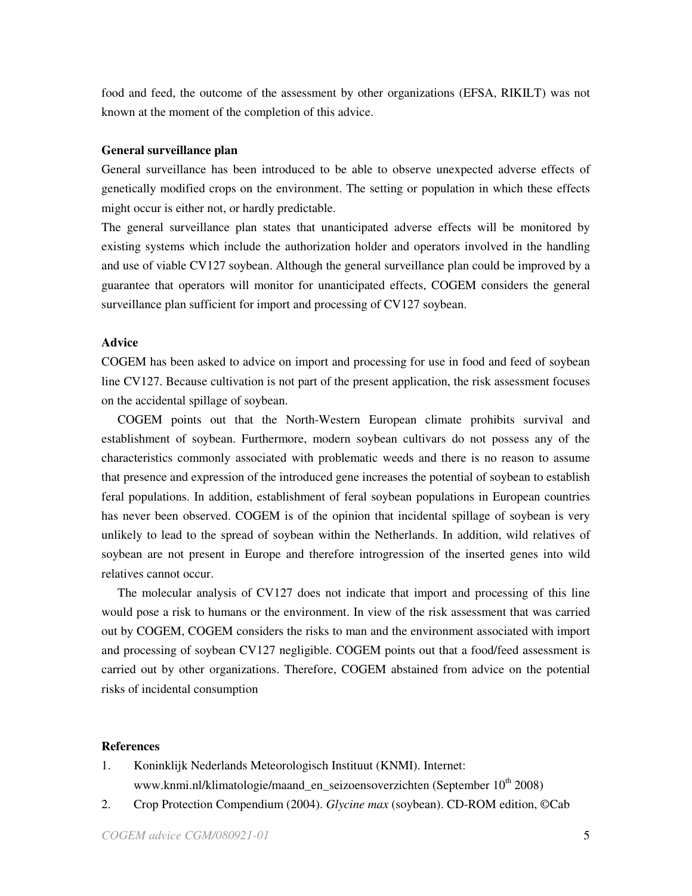food and feed, the outcome of the assessment by other organizations (EFSA, RIKILT) was not known at the moment of the completion of this advice.

**General surveillance plan**

General surveillance has been introduced to be able to observe unexpected adverse effects of genetically modified crops on the environment. The setting or population in which these effects might occur is either not, or hardly predictable.

The general surveillance plan states that unanticipated adverse effects will be monitored by existing systems which include the authorization holder and operators involved in the handling and use of viable CV127 soybean. Although the general surveillance plan could be improved by a guarantee that operators will monitor for unanticipated effects, COGEM considers the general surveillance plan sufficient for import and processing of CV127 soybean.

**Advice**

COGEM has been asked to advice on import and processing for use in food and feed of soybean line CV127. Because cultivation is not part of the present application, the risk assessment focuses on the accidental spillage of soybean.

COGEM points out that the North-Western European climate prohibits survival and establishment of soybean. Furthermore, modern soybean cultivars do not possess any of the characteristics commonly associated with problematic weeds and there is no reason to assume that presence and expression of the introduced gene increases the potential of soybean to establish feral populations. In addition, establishment of feral soybean populations in European countries has never been observed. COGEM is of the opinion that incidental spillage of soybean is very unlikely to lead to the spread of soybean within the Netherlands. In addition, wild relatives of soybean are not present in Europe and therefore introgression of the inserted genes into wild relatives cannot occur.

The molecular analysis of CV127 does not indicate that import and processing of this line would pose a risk to humans or the environment. In view of the risk assessment that was carried out by COGEM, COGEM considers the risks to man and the environment associated with import and processing of soybean CV127 negligible. COGEM points out that a food/feed assessment is carried out by other organizations. Therefore, COGEM abstained from advice on the potential risks of incidental consumption

**References**

1. Koninklijk Nederlands Meteorologisch Instituut (KNMI). Internet: www.knmi.nl/klimatologie/maand_en_seizoensoverzichten (September 10th 2008)
2. Crop Protection Compendium (2004). *Glycine max* (soybean). CD-ROM edition, ©Cab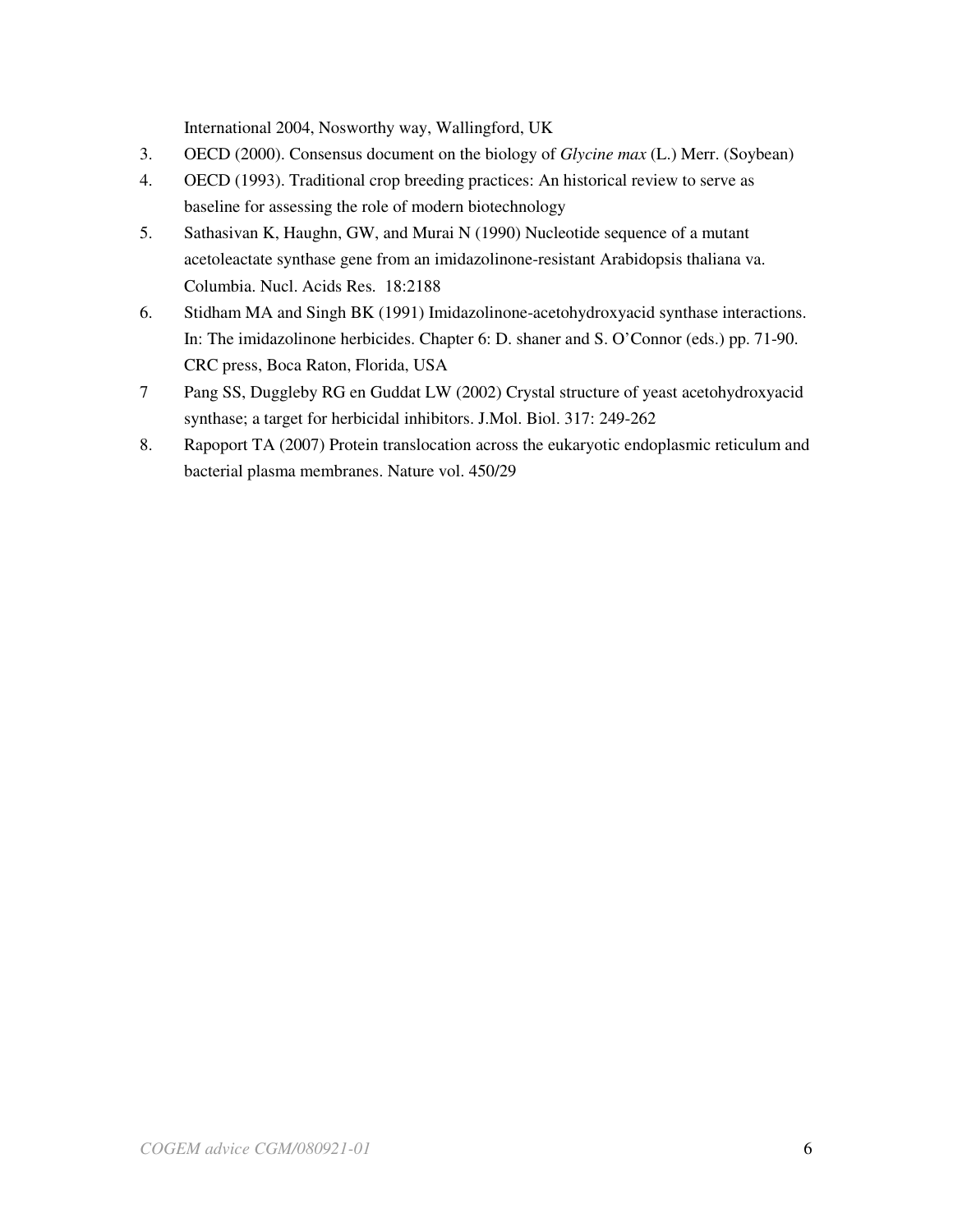International 2004, Nosworthy way, Wallingford, UK

3. OECD (2000). Consensus document on the biology of *Glycine max* (L.) Merr. (Soybean)
4. OECD (1993). Traditional crop breeding practices: An historical review to serve as baseline for assessing the role of modern biotechnology
5. Sathasivan K, Haughn, GW, and Murai N (1990) Nucleotide sequence of a mutant acetoleactate synthase gene from an imidazolinone-resistant Arabidopsis thaliana va. Columbia. Nucl. Acids Res. 18:2188
6. Stidham MA and Singh BK (1991) Imidazolinone-acetohydroxyacid synthase interactions. In: The imidazolinone herbicides. Chapter 6: D. shaner and S. O'Connor (eds.) pp. 71-90. CRC press, Boca Raton, Florida, USA
7. Pang SS, Duggleby RG en Guddat LW (2002) Crystal structure of yeast acetohydroxyacid synthase; a target for herbicidal inhibitors. J.Mol. Biol. 317: 249-262
8. Rapoport TA (2007) Protein translocation across the eukaryotic endoplasmic reticulum and bacterial plasma membranes. Nature vol. 450/29